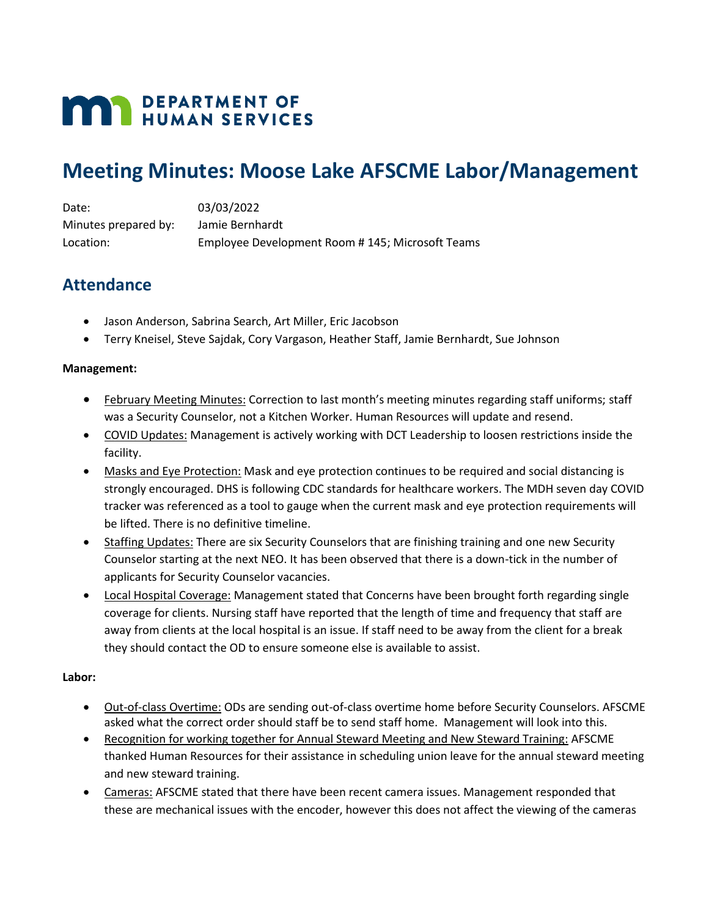DEPARTMENT OF HUMAN SERVICES

# Meeting Minutes: Moose Lake AFSCME Labor/Management

Date: 03/03/2022
Minutes prepared by: Jamie Bernhardt
Location: Employee Development Room # 145; Microsoft Teams

## Attendance

- Jason Anderson, Sabrina Search, Art Miller, Eric Jacobson
- Terry Kneisel, Steve Sajdak, Cory Vargason, Heather Staff, Jamie Bernhardt, Sue Johnson

**Management:**

- February Meeting Minutes: Correction to last month's meeting minutes regarding staff uniforms; staff was a Security Counselor, not a Kitchen Worker. Human Resources will update and resend.
- COVID Updates: Management is actively working with DCT Leadership to loosen restrictions inside the facility.
- Masks and Eye Protection: Mask and eye protection continues to be required and social distancing is strongly encouraged. DHS is following CDC standards for healthcare workers. The MDH seven day COVID tracker was referenced as a tool to gauge when the current mask and eye protection requirements will be lifted. There is no definitive timeline.
- Staffing Updates: There are six Security Counselors that are finishing training and one new Security Counselor starting at the next NEO. It has been observed that there is a down-tick in the number of applicants for Security Counselor vacancies.
- Local Hospital Coverage: Management stated that Concerns have been brought forth regarding single coverage for clients. Nursing staff have reported that the length of time and frequency that staff are away from clients at the local hospital is an issue. If staff need to be away from the client for a break they should contact the OD to ensure someone else is available to assist.

**Labor:**

- Out-of-class Overtime: ODs are sending out-of-class overtime home before Security Counselors. AFSCME asked what the correct order should staff be to send staff home. Management will look into this.
- Recognition for working together for Annual Steward Meeting and New Steward Training: AFSCME thanked Human Resources for their assistance in scheduling union leave for the annual steward meeting and new steward training.
- Cameras: AFSCME stated that there have been recent camera issues. Management responded that these are mechanical issues with the encoder, however this does not affect the viewing of the cameras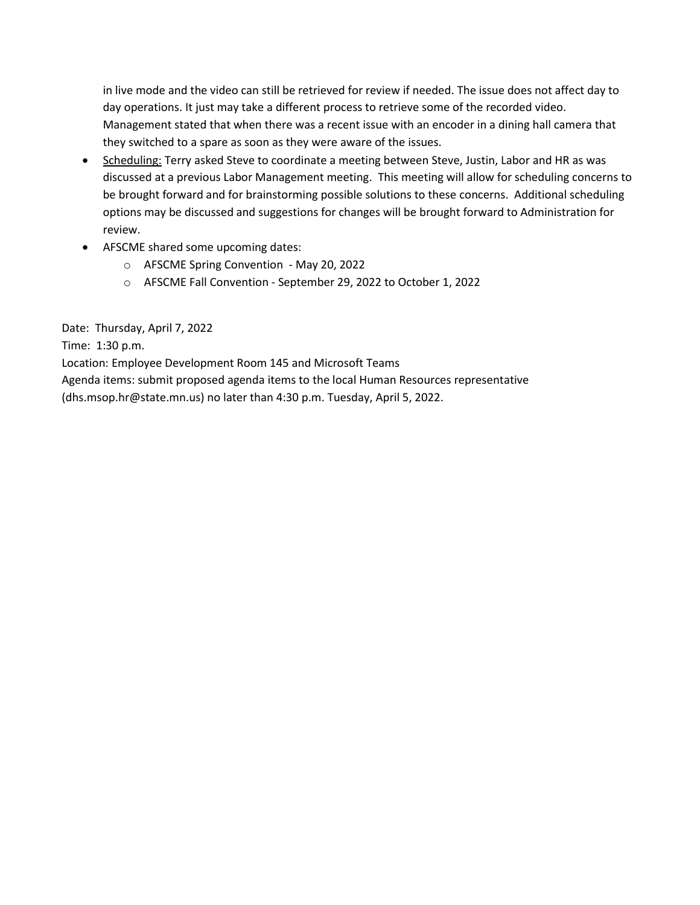in live mode and the video can still be retrieved for review if needed. The issue does not affect day to day operations. It just may take a different process to retrieve some of the recorded video. Management stated that when there was a recent issue with an encoder in a dining hall camera that they switched to a spare as soon as they were aware of the issues.

- Scheduling: Terry asked Steve to coordinate a meeting between Steve, Justin, Labor and HR as was discussed at a previous Labor Management meeting. This meeting will allow for scheduling concerns to be brought forward and for brainstorming possible solutions to these concerns. Additional scheduling options may be discussed and suggestions for changes will be brought forward to Administration for review.
- AFSCME shared some upcoming dates:
  - AFSCME Spring Convention - May 20, 2022
  - AFSCME Fall Convention - September 29, 2022 to October 1, 2022

Date: Thursday, April 7, 2022

Time: 1:30 p.m.

Location: Employee Development Room 145 and Microsoft Teams

Agenda items: submit proposed agenda items to the local Human Resources representative (dhs.msop.hr@state.mn.us) no later than 4:30 p.m. Tuesday, April 5, 2022.